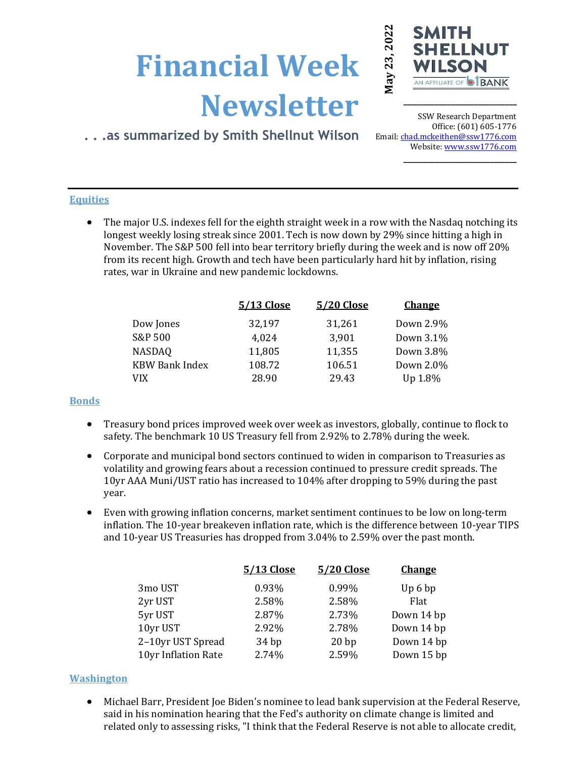# Financial Week Newsletter

. . .as summarized by Smith Shellnut Wilson

May 23, 2022

SMITH SHELLNUT WILSON
AN AFFILIATE OF BANK

SSW Research Department
Office: (601) 605-1776
Email: chad.mckeithen@ssw1776.com
Website: www.ssw1776.com

## Equities

- The major U.S. indexes fell for the eighth straight week in a row with the Nasdaq notching its longest weekly losing streak since 2001. Tech is now down by 29% since hitting a high in November. The S&P 500 fell into bear territory briefly during the week and is now off 20% from its recent high. Growth and tech have been particularly hard hit by inflation, rising rates, war in Ukraine and new pandemic lockdowns.

| | 5/13 Close | 5/20 Close | Change |
|---|---|---|---|
| Dow Jones | 32,197 | 31,261 | Down 2.9% |
| S&P 500 | 4,024 | 3,901 | Down 3.1% |
| NASDAQ | 11,805 | 11,355 | Down 3.8% |
| KBW Bank Index | 108.72 | 106.51 | Down 2.0% |
| VIX | 28.90 | 29.43 | Up 1.8% |

## Bonds

- Treasury bond prices improved week over week as investors, globally, continue to flock to safety. The benchmark 10 US Treasury fell from 2.92% to 2.78% during the week.
- Corporate and municipal bond sectors continued to widen in comparison to Treasuries as volatility and growing fears about a recession continued to pressure credit spreads. The 10yr AAA Muni/UST ratio has increased to 104% after dropping to 59% during the past year.
- Even with growing inflation concerns, market sentiment continues to be low on long-term inflation. The 10-year breakeven inflation rate, which is the difference between 10-year TIPS and 10-year US Treasuries has dropped from 3.04% to 2.59% over the past month.

| | 5/13 Close | 5/20 Close | Change |
|---|---|---|---|
| 3mo UST | 0.93% | 0.99% | Up 6 bp |
| 2yr UST | 2.58% | 2.58% | Flat |
| 5yr UST | 2.87% | 2.73% | Down 14 bp |
| 10yr UST | 2.92% | 2.78% | Down 14 bp |
| 2–10yr UST Spread | 34 bp | 20 bp | Down 14 bp |
| 10yr Inflation Rate | 2.74% | 2.59% | Down 15 bp |

## Washington

- Michael Barr, President Joe Biden's nominee to lead bank supervision at the Federal Reserve, said in his nomination hearing that the Fed's authority on climate change is limited and related only to assessing risks, "I think that the Federal Reserve is not able to allocate credit,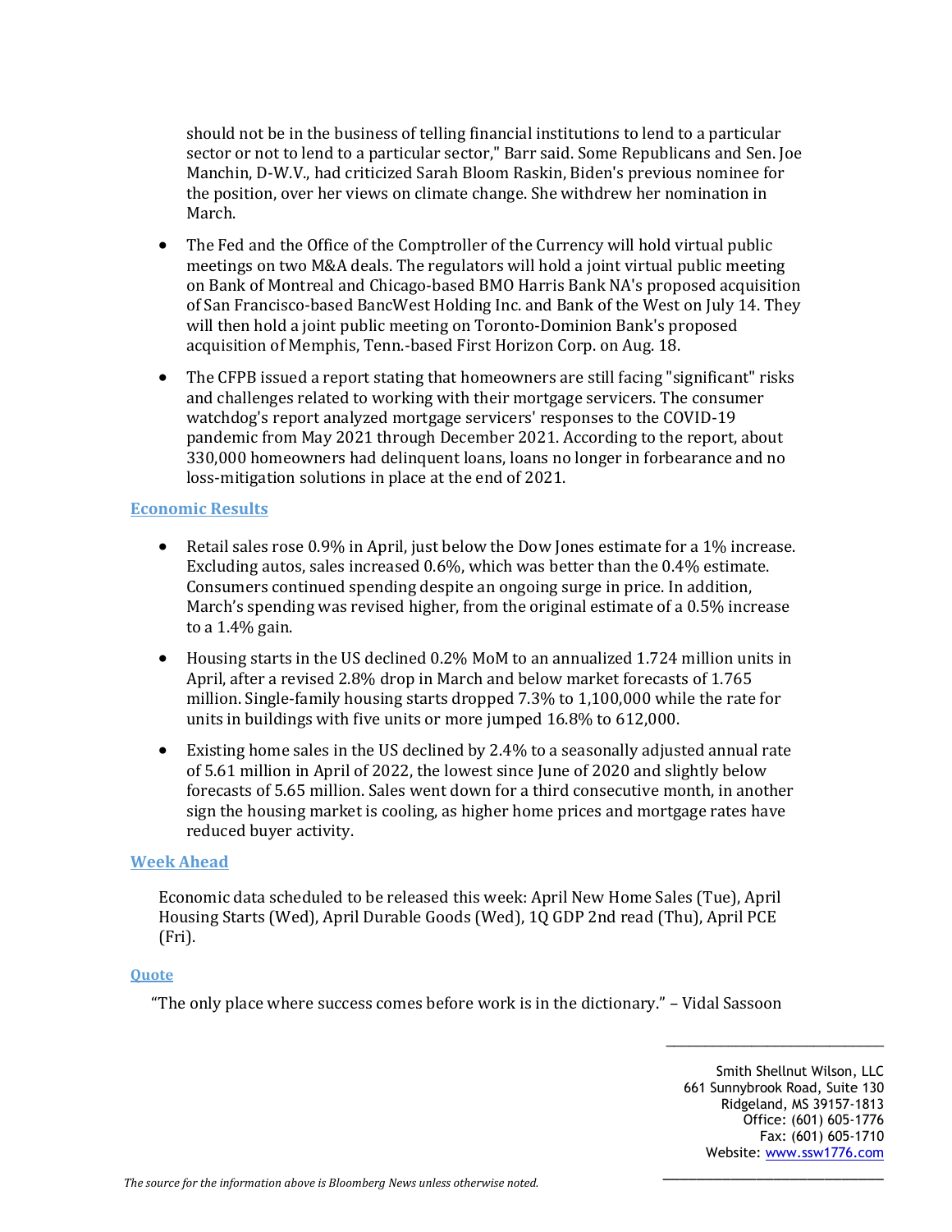should not be in the business of telling financial institutions to lend to a particular sector or not to lend to a particular sector," Barr said. Some Republicans and Sen. Joe Manchin, D-W.V., had criticized Sarah Bloom Raskin, Biden's previous nominee for the position, over her views on climate change. She withdrew her nomination in March.

- The Fed and the Office of the Comptroller of the Currency will hold virtual public meetings on two M&A deals. The regulators will hold a joint virtual public meeting on Bank of Montreal and Chicago-based BMO Harris Bank NA's proposed acquisition of San Francisco-based BancWest Holding Inc. and Bank of the West on July 14. They will then hold a joint public meeting on Toronto-Dominion Bank's proposed acquisition of Memphis, Tenn.-based First Horizon Corp. on Aug. 18.
- The CFPB issued a report stating that homeowners are still facing "significant" risks and challenges related to working with their mortgage servicers. The consumer watchdog's report analyzed mortgage servicers' responses to the COVID-19 pandemic from May 2021 through December 2021. According to the report, about 330,000 homeowners had delinquent loans, loans no longer in forbearance and no loss-mitigation solutions in place at the end of 2021.

## Economic Results

- Retail sales rose 0.9% in April, just below the Dow Jones estimate for a 1% increase. Excluding autos, sales increased 0.6%, which was better than the 0.4% estimate. Consumers continued spending despite an ongoing surge in price. In addition, March's spending was revised higher, from the original estimate of a 0.5% increase to a 1.4% gain.
- Housing starts in the US declined 0.2% MoM to an annualized 1.724 million units in April, after a revised 2.8% drop in March and below market forecasts of 1.765 million. Single-family housing starts dropped 7.3% to 1,100,000 while the rate for units in buildings with five units or more jumped 16.8% to 612,000.
- Existing home sales in the US declined by 2.4% to a seasonally adjusted annual rate of 5.61 million in April of 2022, the lowest since June of 2020 and slightly below forecasts of 5.65 million. Sales went down for a third consecutive month, in another sign the housing market is cooling, as higher home prices and mortgage rates have reduced buyer activity.

## Week Ahead

Economic data scheduled to be released this week: April New Home Sales (Tue), April Housing Starts (Wed), April Durable Goods (Wed), 1Q GDP 2nd read (Thu), April PCE (Fri).

## Quote

"The only place where success comes before work is in the dictionary." – Vidal Sassoon

Smith Shellnut Wilson, LLC
661 Sunnybrook Road, Suite 130
Ridgeland, MS 39157-1813
Office: (601) 605-1776
Fax: (601) 605-1710
Website: www.ssw1776.com

*The source for the information above is Bloomberg News unless otherwise noted.*